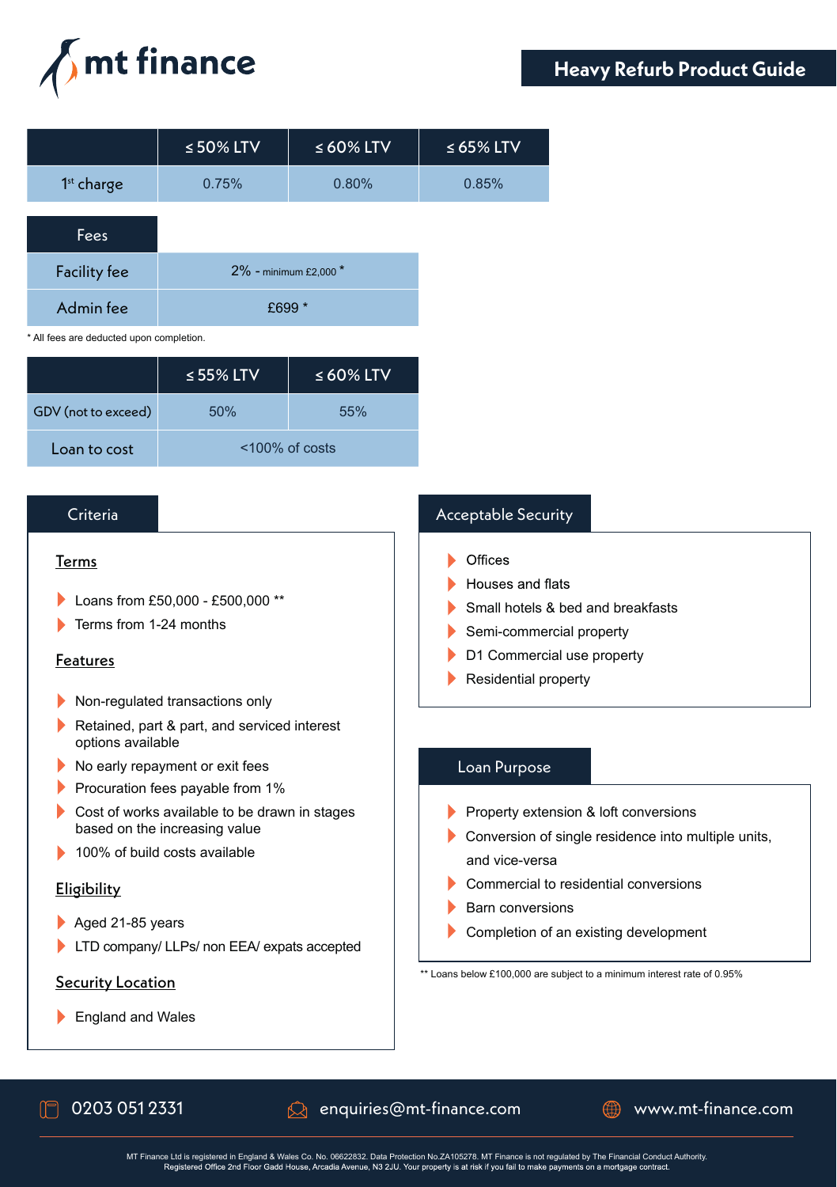# mt finance

## Heavy Refurb Product Guide

| | ≤ 50% LTV | ≤ 60% LTV | ≤ 65% LTV |
|---|---|---|---|
| 1st charge | 0.75% | 0.80% | 0.85% |

| Fees | |
|---|---|
| Facility fee | 2% - minimum £2,000 * |
| Admin fee | £699 * |

* All fees are deducted upon completion.

| | ≤ 55% LTV | ≤ 60% LTV |
|---|---|---|
| GDV (not to exceed) | 50% | 55% |
| Loan to cost | <100% of costs | |

## Criteria

### Terms

- Loans from £50,000 - £500,000 **
- Terms from 1-24 months

### Features

- Non-regulated transactions only
- Retained, part & part, and serviced interest options available
- No early repayment or exit fees
- Procuration fees payable from 1%
- Cost of works available to be drawn in stages based on the increasing value
- 100% of build costs available

### Eligibility

- Aged 21-85 years
- LTD company/ LLPs/ non EEA/ expats accepted

### Security Location

- England and Wales

## Acceptable Security

- Offices
- Houses and flats
- Small hotels & bed and breakfasts
- Semi-commercial property
- D1 Commercial use property
- Residential property

## Loan Purpose

- Property extension & loft conversions
- Conversion of single residence into multiple units, and vice-versa
- Commercial to residential conversions
- Barn conversions
- Completion of an existing development

** Loans below £100,000 are subject to a minimum interest rate of 0.95%

0203 051 2331 | enquiries@mt-finance.com | www.mt-finance.com

MT Finance Ltd is registered in England & Wales Co. No. 06622832. Data Protection No.ZA105278. MT Finance is not regulated by The Financial Conduct Authority. Registered Office 2nd Floor Gadd House, Arcadia Avenue, N3 2JU. Your property is at risk if you fail to make payments on a mortgage contract.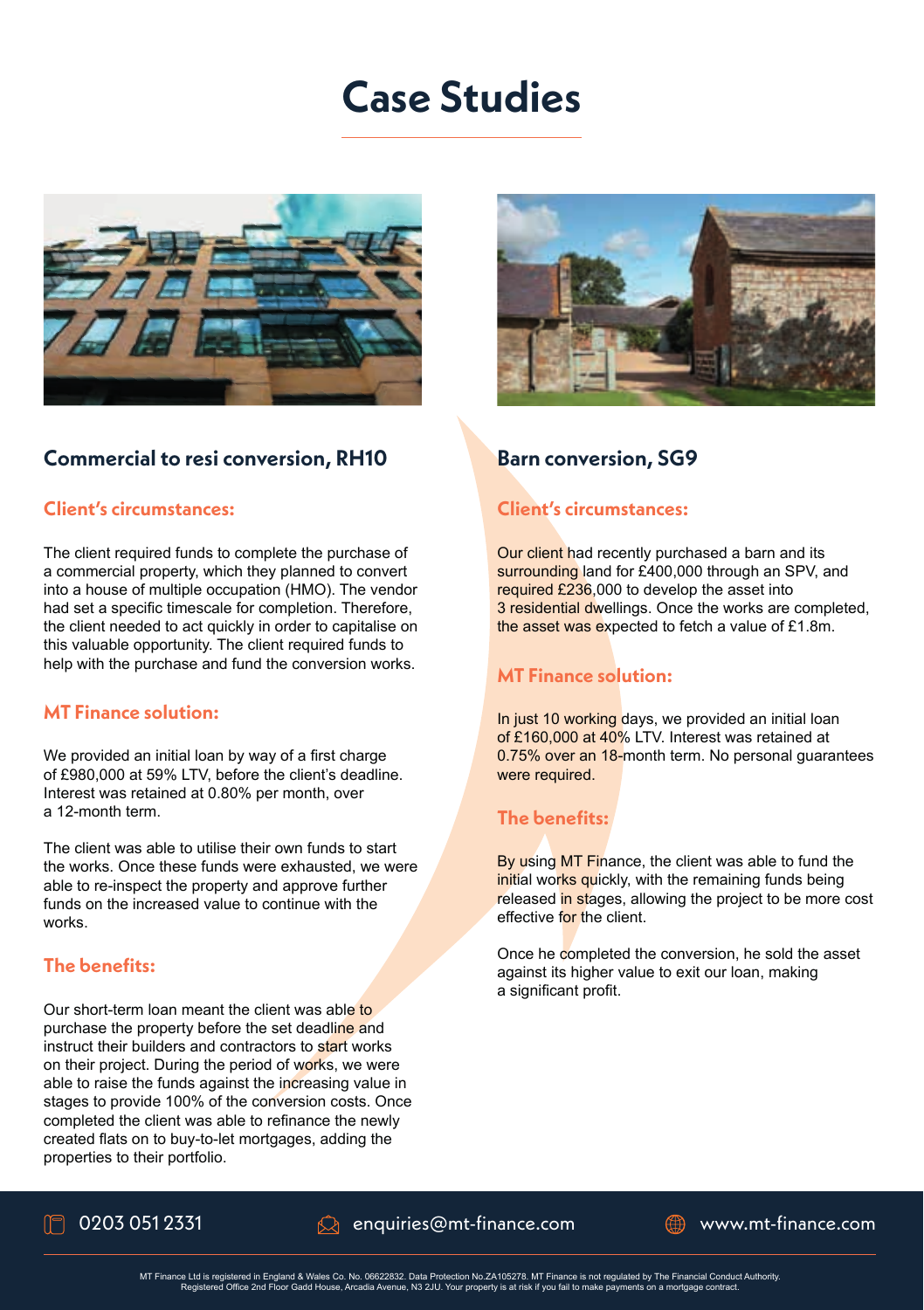# Case Studies

## Commercial to resi conversion, RH10

### Client's circumstances:

The client required funds to complete the purchase of a commercial property, which they planned to convert into a house of multiple occupation (HMO). The vendor had set a specific timescale for completion. Therefore, the client needed to act quickly in order to capitalise on this valuable opportunity. The client required funds to help with the purchase and fund the conversion works.

### MT Finance solution:

We provided an initial loan by way of a first charge of £980,000 at 59% LTV, before the client's deadline. Interest was retained at 0.80% per month, over a 12-month term.

The client was able to utilise their own funds to start the works. Once these funds were exhausted, we were able to re-inspect the property and approve further funds on the increased value to continue with the works.

### The benefits:

Our short-term loan meant the client was able to purchase the property before the set deadline and instruct their builders and contractors to start works on their project. During the period of works, we were able to raise the funds against the increasing value in stages to provide 100% of the conversion costs. Once completed the client was able to refinance the newly created flats on to buy-to-let mortgages, adding the properties to their portfolio.

## Barn conversion, SG9

### Client's circumstances:

Our client had recently purchased a barn and its surrounding land for £400,000 through an SPV, and required £236,000 to develop the asset into 3 residential dwellings. Once the works are completed, the asset was expected to fetch a value of £1.8m.

### MT Finance solution:

In just 10 working days, we provided an initial loan of £160,000 at 40% LTV. Interest was retained at 0.75% over an 18-month term. No personal guarantees were required.

### The benefits:

By using MT Finance, the client was able to fund the initial works quickly, with the remaining funds being released in stages, allowing the project to be more cost effective for the client.

Once he completed the conversion, he sold the asset against its higher value to exit our loan, making a significant profit.

0203 051 2331 enquiries@mt-finance.com www.mt-finance.com

MT Finance Ltd is registered in England & Wales Co. No. 06622832. Data Protection No.ZA105278. MT Finance is not regulated by The Financial Conduct Authority. Registered Office 2nd Floor Gadd House, Arcadia Avenue, N3 2JU. Your property is at risk if you fail to make payments on a mortgage contract.